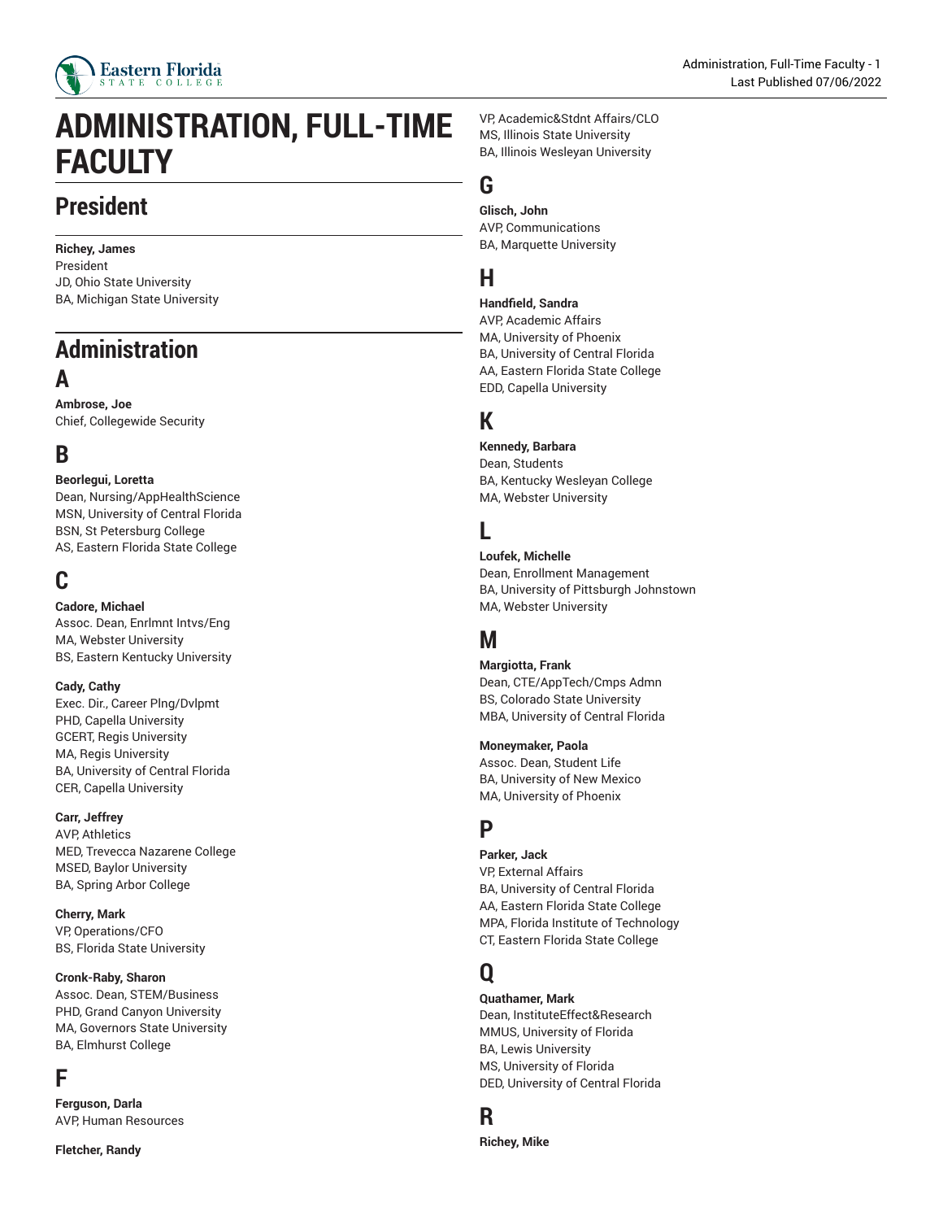# ADMINISTRATION, FULL-TIME FACULTY

## President

**Richey, James**
President
JD, Ohio State University
BA, Michigan State University

## Administration

### A

**Ambrose, Joe**
Chief, Collegewide Security

### B

**Beorlegui, Loretta**
Dean, Nursing/AppHealthScience
MSN, University of Central Florida
BSN, St Petersburg College
AS, Eastern Florida State College

### C

**Cadore, Michael**
Assoc. Dean, Enrlmnt Intvs/Eng
MA, Webster University
BS, Eastern Kentucky University

**Cady, Cathy**
Exec. Dir., Career Plng/Dvlpmt
PHD, Capella University
GCERT, Regis University
MA, Regis University
BA, University of Central Florida
CER, Capella University

**Carr, Jeffrey**
AVP, Athletics
MED, Trevecca Nazarene College
MSED, Baylor University
BA, Spring Arbor College

**Cherry, Mark**
VP, Operations/CFO
BS, Florida State University

**Cronk-Raby, Sharon**
Assoc. Dean, STEM/Business
PHD, Grand Canyon University
MA, Governors State University
BA, Elmhurst College

### F

**Ferguson, Darla**
AVP, Human Resources

**Fletcher, Randy**
VP, Academic&Stdnt Affairs/CLO
MS, Illinois State University
BA, Illinois Wesleyan University

### G

**Glisch, John**
AVP, Communications
BA, Marquette University

### H

**Handfield, Sandra**
AVP, Academic Affairs
MA, University of Phoenix
BA, University of Central Florida
AA, Eastern Florida State College
EDD, Capella University

### K

**Kennedy, Barbara**
Dean, Students
BA, Kentucky Wesleyan College
MA, Webster University

### L

**Loufek, Michelle**
Dean, Enrollment Management
BA, University of Pittsburgh Johnstown
MA, Webster University

### M

**Margiotta, Frank**
Dean, CTE/AppTech/Cmps Admn
BS, Colorado State University
MBA, University of Central Florida

**Moneymaker, Paola**
Assoc. Dean, Student Life
BA, University of New Mexico
MA, University of Phoenix

### P

**Parker, Jack**
VP, External Affairs
BA, University of Central Florida
AA, Eastern Florida State College
MPA, Florida Institute of Technology
CT, Eastern Florida State College

### Q

**Quathamer, Mark**
Dean, InstituteEffect&Research
MMUS, University of Florida
BA, Lewis University
MS, University of Florida
DED, University of Central Florida

### R

**Richey, Mike**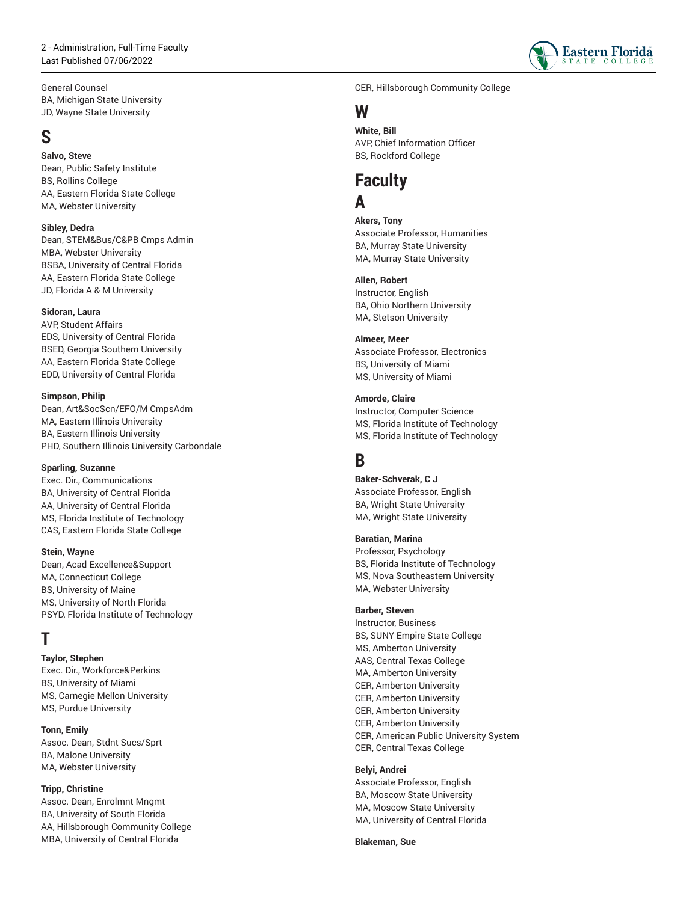General Counsel
BA, Michigan State University
JD, Wayne State University

## S

**Salvo, Steve**
Dean, Public Safety Institute
BS, Rollins College
AA, Eastern Florida State College
MA, Webster University

**Sibley, Dedra**
Dean, STEM&Bus/C&PB Cmps Admin
MBA, Webster University
BSBA, University of Central Florida
AA, Eastern Florida State College
JD, Florida A & M University

**Sidoran, Laura**
AVP, Student Affairs
EDS, University of Central Florida
BSED, Georgia Southern University
AA, Eastern Florida State College
EDD, University of Central Florida

**Simpson, Philip**
Dean, Art&SocScn/EFO/M CmpsAdm
MA, Eastern Illinois University
BA, Eastern Illinois University
PHD, Southern Illinois University Carbondale

**Sparling, Suzanne**
Exec. Dir., Communications
BA, University of Central Florida
AA, University of Central Florida
MS, Florida Institute of Technology
CAS, Eastern Florida State College

**Stein, Wayne**
Dean, Acad Excellence&Support
MA, Connecticut College
BS, University of Maine
MS, University of North Florida
PSYD, Florida Institute of Technology

## T

**Taylor, Stephen**
Exec. Dir., Workforce&Perkins
BS, University of Miami
MS, Carnegie Mellon University
MS, Purdue University

**Tonn, Emily**
Assoc. Dean, Stdnt Sucs/Sprt
BA, Malone University
MA, Webster University

**Tripp, Christine**
Assoc. Dean, Enrolmnt Mngmt
BA, University of South Florida
AA, Hillsborough Community College
MBA, University of Central Florida
CER, Hillsborough Community College

## W

**White, Bill**
AVP, Chief Information Officer
BS, Rockford College

# Faculty

## A

**Akers, Tony**
Associate Professor, Humanities
BA, Murray State University
MA, Murray State University

**Allen, Robert**
Instructor, English
BA, Ohio Northern University
MA, Stetson University

**Almeer, Meer**
Associate Professor, Electronics
BS, University of Miami
MS, University of Miami

**Amorde, Claire**
Instructor, Computer Science
MS, Florida Institute of Technology
MS, Florida Institute of Technology

## B

**Baker-Schverak, C J**
Associate Professor, English
BA, Wright State University
MA, Wright State University

**Baratian, Marina**
Professor, Psychology
BS, Florida Institute of Technology
MS, Nova Southeastern University
MA, Webster University

**Barber, Steven**
Instructor, Business
BS, SUNY Empire State College
MS, Amberton University
AAS, Central Texas College
MA, Amberton University
CER, Amberton University
CER, Amberton University
CER, Amberton University
CER, Amberton University
CER, American Public University System
CER, Central Texas College

**Belyi, Andrei**
Associate Professor, English
BA, Moscow State University
MA, Moscow State University
MA, University of Central Florida

**Blakeman, Sue**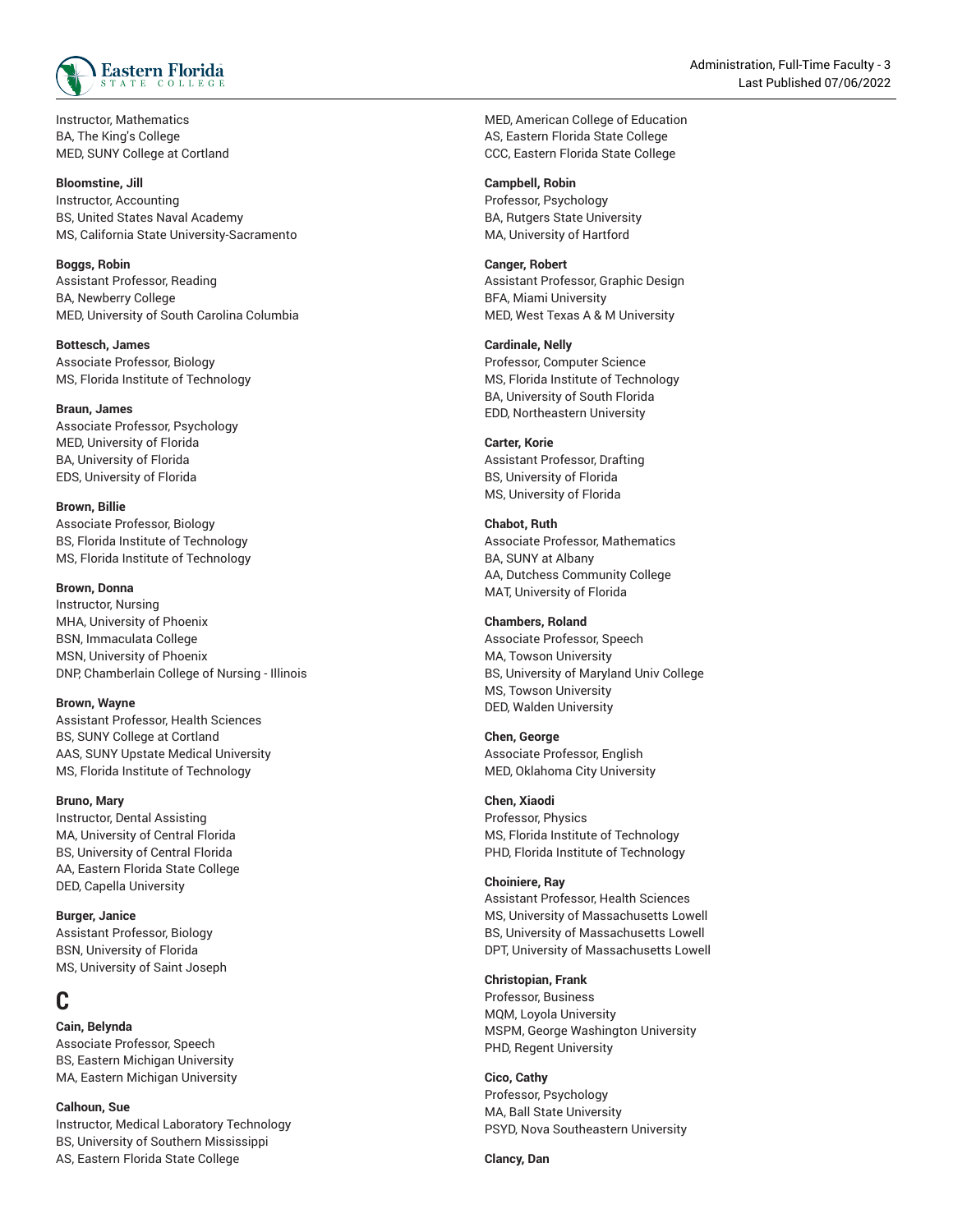Instructor, Mathematics
BA, The King's College
MED, SUNY College at Cortland

**Bloomstine, Jill**
Instructor, Accounting
BS, United States Naval Academy
MS, California State University-Sacramento

**Boggs, Robin**
Assistant Professor, Reading
BA, Newberry College
MED, University of South Carolina Columbia

**Bottesch, James**
Associate Professor, Biology
MS, Florida Institute of Technology

**Braun, James**
Associate Professor, Psychology
MED, University of Florida
BA, University of Florida
EDS, University of Florida

**Brown, Billie**
Associate Professor, Biology
BS, Florida Institute of Technology
MS, Florida Institute of Technology

**Brown, Donna**
Instructor, Nursing
MHA, University of Phoenix
BSN, Immaculata College
MSN, University of Phoenix
DNP, Chamberlain College of Nursing - Illinois

**Brown, Wayne**
Assistant Professor, Health Sciences
BS, SUNY College at Cortland
AAS, SUNY Upstate Medical University
MS, Florida Institute of Technology

**Bruno, Mary**
Instructor, Dental Assisting
MA, University of Central Florida
BS, University of Central Florida
AA, Eastern Florida State College
DED, Capella University

**Burger, Janice**
Assistant Professor, Biology
BSN, University of Florida
MS, University of Saint Joseph

# C

**Cain, Belynda**
Associate Professor, Speech
BS, Eastern Michigan University
MA, Eastern Michigan University

**Calhoun, Sue**
Instructor, Medical Laboratory Technology
BS, University of Southern Mississippi
AS, Eastern Florida State College
MED, American College of Education
AS, Eastern Florida State College
CCC, Eastern Florida State College

**Campbell, Robin**
Professor, Psychology
BA, Rutgers State University
MA, University of Hartford

**Canger, Robert**
Assistant Professor, Graphic Design
BFA, Miami University
MED, West Texas A & M University

**Cardinale, Nelly**
Professor, Computer Science
MS, Florida Institute of Technology
BA, University of South Florida
EDD, Northeastern University

**Carter, Korie**
Assistant Professor, Drafting
BS, University of Florida
MS, University of Florida

**Chabot, Ruth**
Associate Professor, Mathematics
BA, SUNY at Albany
AA, Dutchess Community College
MAT, University of Florida

**Chambers, Roland**
Associate Professor, Speech
MA, Towson University
BS, University of Maryland Univ College
MS, Towson University
DED, Walden University

**Chen, George**
Associate Professor, English
MED, Oklahoma City University

**Chen, Xiaodi**
Professor, Physics
MS, Florida Institute of Technology
PHD, Florida Institute of Technology

**Choiniere, Ray**
Assistant Professor, Health Sciences
MS, University of Massachusetts Lowell
BS, University of Massachusetts Lowell
DPT, University of Massachusetts Lowell

**Christopian, Frank**
Professor, Business
MQM, Loyola University
MSPM, George Washington University
PHD, Regent University

**Cico, Cathy**
Professor, Psychology
MA, Ball State University
PSYD, Nova Southeastern University

**Clancy, Dan**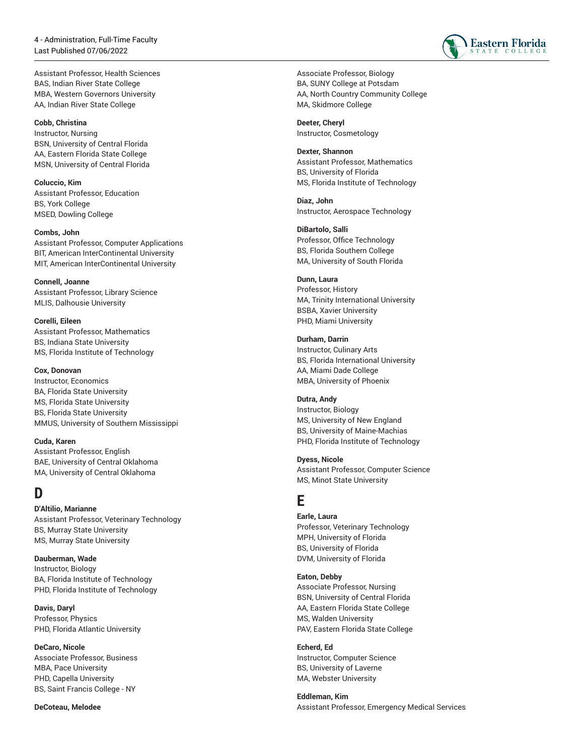Assistant Professor, Health Sciences
BAS, Indian River State College
MBA, Western Governors University
AA, Indian River State College

**Cobb, Christina**
Instructor, Nursing
BSN, University of Central Florida
AA, Eastern Florida State College
MSN, University of Central Florida

**Coluccio, Kim**
Assistant Professor, Education
BS, York College
MSED, Dowling College

**Combs, John**
Assistant Professor, Computer Applications
BIT, American InterContinental University
MIT, American InterContinental University

**Connell, Joanne**
Assistant Professor, Library Science
MLIS, Dalhousie University

**Corelli, Eileen**
Assistant Professor, Mathematics
BS, Indiana State University
MS, Florida Institute of Technology

**Cox, Donovan**
Instructor, Economics
BA, Florida State University
MS, Florida State University
BS, Florida State University
MMUS, University of Southern Mississippi

**Cuda, Karen**
Assistant Professor, English
BAE, University of Central Oklahoma
MA, University of Central Oklahoma

# D

**D'Altilio, Marianne**
Assistant Professor, Veterinary Technology
BS, Murray State University
MS, Murray State University

**Dauberman, Wade**
Instructor, Biology
BA, Florida Institute of Technology
PHD, Florida Institute of Technology

**Davis, Daryl**
Professor, Physics
PHD, Florida Atlantic University

**DeCaro, Nicole**
Associate Professor, Business
MBA, Pace University
PHD, Capella University
BS, Saint Francis College - NY

**DeCoteau, Melodee**
Associate Professor, Biology
BA, SUNY College at Potsdam
AA, North Country Community College
MA, Skidmore College

**Deeter, Cheryl**
Instructor, Cosmetology

**Dexter, Shannon**
Assistant Professor, Mathematics
BS, University of Florida
MS, Florida Institute of Technology

**Diaz, John**
Instructor, Aerospace Technology

**DiBartolo, Salli**
Professor, Office Technology
BS, Florida Southern College
MA, University of South Florida

**Dunn, Laura**
Professor, History
MA, Trinity International University
BSBA, Xavier University
PHD, Miami University

**Durham, Darrin**
Instructor, Culinary Arts
BS, Florida International University
AA, Miami Dade College
MBA, University of Phoenix

**Dutra, Andy**
Instructor, Biology
MS, University of New England
BS, University of Maine-Machias
PHD, Florida Institute of Technology

**Dyess, Nicole**
Assistant Professor, Computer Science
MS, Minot State University

# E

**Earle, Laura**
Professor, Veterinary Technology
MPH, University of Florida
BS, University of Florida
DVM, University of Florida

**Eaton, Debby**
Associate Professor, Nursing
BSN, University of Central Florida
AA, Eastern Florida State College
MS, Walden University
PAV, Eastern Florida State College

**Echerd, Ed**
Instructor, Computer Science
BS, University of Laverne
MA, Webster University

**Eddleman, Kim**
Assistant Professor, Emergency Medical Services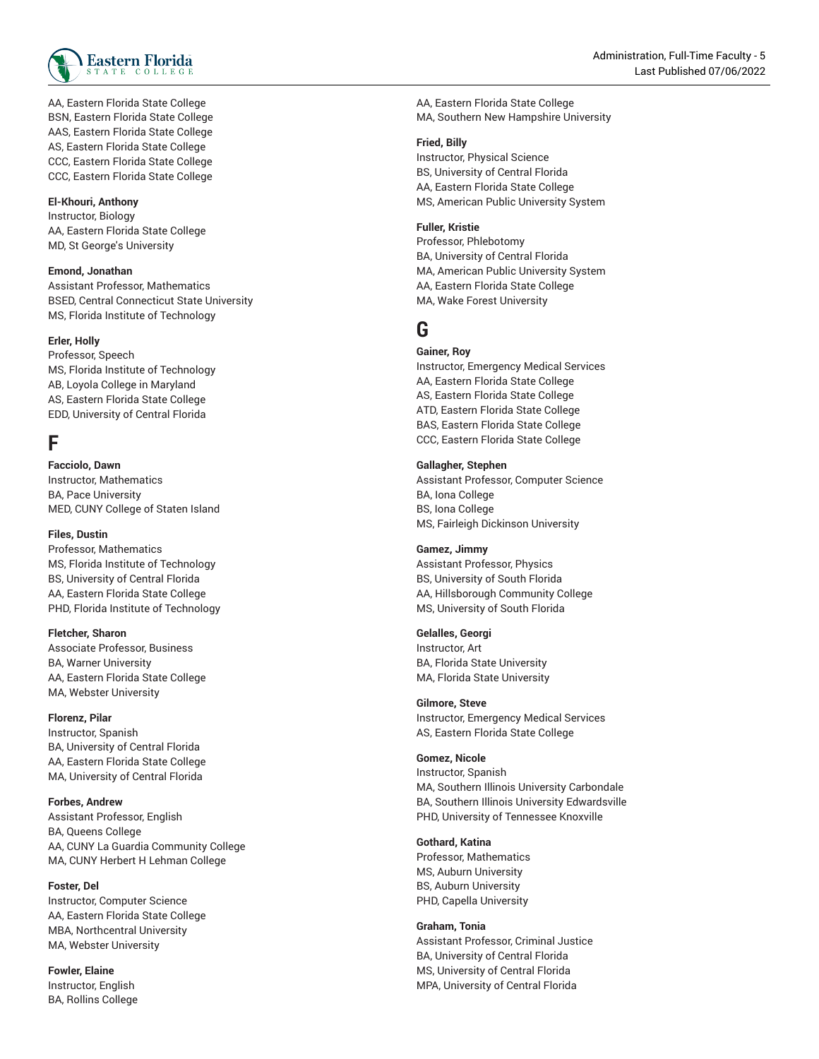AA, Eastern Florida State College
BSN, Eastern Florida State College
AAS, Eastern Florida State College
AS, Eastern Florida State College
CCC, Eastern Florida State College
CCC, Eastern Florida State College

**El-Khouri, Anthony**
Instructor, Biology
AA, Eastern Florida State College
MD, St George's University

**Emond, Jonathan**
Assistant Professor, Mathematics
BSED, Central Connecticut State University
MS, Florida Institute of Technology

**Erler, Holly**
Professor, Speech
MS, Florida Institute of Technology
AB, Loyola College in Maryland
AS, Eastern Florida State College
EDD, University of Central Florida

# F

**Facciolo, Dawn**
Instructor, Mathematics
BA, Pace University
MED, CUNY College of Staten Island

**Files, Dustin**
Professor, Mathematics
MS, Florida Institute of Technology
BS, University of Central Florida
AA, Eastern Florida State College
PHD, Florida Institute of Technology

**Fletcher, Sharon**
Associate Professor, Business
BA, Warner University
AA, Eastern Florida State College
MA, Webster University

**Florenz, Pilar**
Instructor, Spanish
BA, University of Central Florida
AA, Eastern Florida State College
MA, University of Central Florida

**Forbes, Andrew**
Assistant Professor, English
BA, Queens College
AA, CUNY La Guardia Community College
MA, CUNY Herbert H Lehman College

**Foster, Del**
Instructor, Computer Science
AA, Eastern Florida State College
MBA, Northcentral University
MA, Webster University

**Fowler, Elaine**
Instructor, English
BA, Rollins College
AA, Eastern Florida State College
MA, Southern New Hampshire University

**Fried, Billy**
Instructor, Physical Science
BS, University of Central Florida
AA, Eastern Florida State College
MS, American Public University System

**Fuller, Kristie**
Professor, Phlebotomy
BA, University of Central Florida
MA, American Public University System
AA, Eastern Florida State College
MA, Wake Forest University

# G

**Gainer, Roy**
Instructor, Emergency Medical Services
AA, Eastern Florida State College
AS, Eastern Florida State College
ATD, Eastern Florida State College
BAS, Eastern Florida State College
CCC, Eastern Florida State College

**Gallagher, Stephen**
Assistant Professor, Computer Science
BA, Iona College
BS, Iona College
MS, Fairleigh Dickinson University

**Gamez, Jimmy**
Assistant Professor, Physics
BS, University of South Florida
AA, Hillsborough Community College
MS, University of South Florida

**Gelalles, Georgi**
Instructor, Art
BA, Florida State University
MA, Florida State University

**Gilmore, Steve**
Instructor, Emergency Medical Services
AS, Eastern Florida State College

**Gomez, Nicole**
Instructor, Spanish
MA, Southern Illinois University Carbondale
BA, Southern Illinois University Edwardsville
PHD, University of Tennessee Knoxville

**Gothard, Katina**
Professor, Mathematics
MS, Auburn University
BS, Auburn University
PHD, Capella University

**Graham, Tonia**
Assistant Professor, Criminal Justice
BA, University of Central Florida
MS, University of Central Florida
MPA, University of Central Florida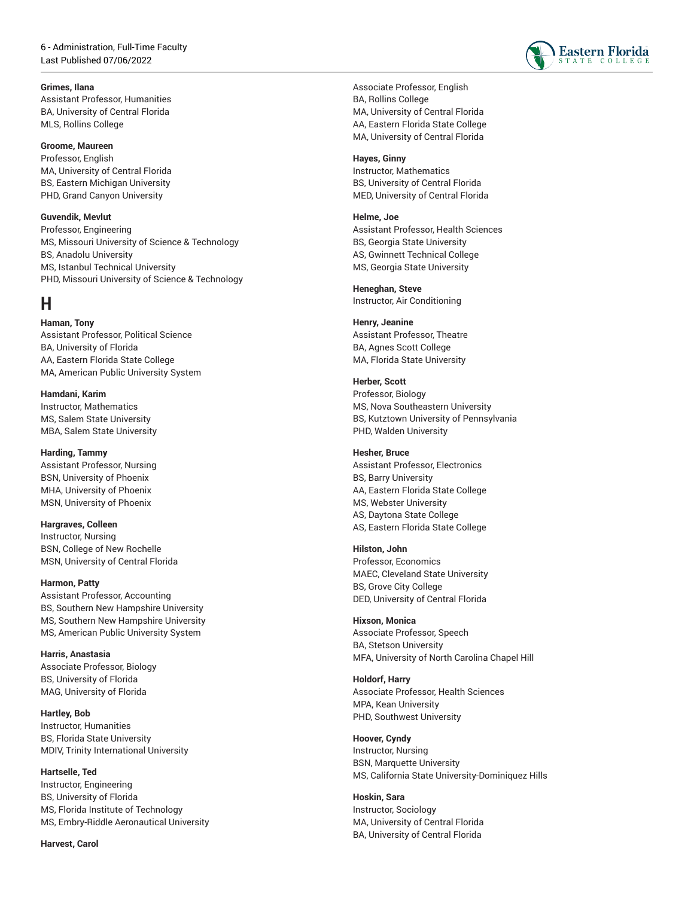**Grimes, Ilana**
Assistant Professor, Humanities
BA, University of Central Florida
MLS, Rollins College

**Groome, Maureen**
Professor, English
MA, University of Central Florida
BS, Eastern Michigan University
PHD, Grand Canyon University

**Guvendik, Mevlut**
Professor, Engineering
MS, Missouri University of Science & Technology
BS, Anadolu University
MS, Istanbul Technical University
PHD, Missouri University of Science & Technology

# H

**Haman, Tony**
Assistant Professor, Political Science
BA, University of Florida
AA, Eastern Florida State College
MA, American Public University System

**Hamdani, Karim**
Instructor, Mathematics
MS, Salem State University
MBA, Salem State University

**Harding, Tammy**
Assistant Professor, Nursing
BSN, University of Phoenix
MHA, University of Phoenix
MSN, University of Phoenix

**Hargraves, Colleen**
Instructor, Nursing
BSN, College of New Rochelle
MSN, University of Central Florida

**Harmon, Patty**
Assistant Professor, Accounting
BS, Southern New Hampshire University
MS, Southern New Hampshire University
MS, American Public University System

**Harris, Anastasia**
Associate Professor, Biology
BS, University of Florida
MAG, University of Florida

**Hartley, Bob**
Instructor, Humanities
BS, Florida State University
MDIV, Trinity International University

**Hartselle, Ted**
Instructor, Engineering
BS, University of Florida
MS, Florida Institute of Technology
MS, Embry-Riddle Aeronautical University

**Harvest, Carol**
Associate Professor, English
BA, Rollins College
MA, University of Central Florida
AA, Eastern Florida State College
MA, University of Central Florida

**Hayes, Ginny**
Instructor, Mathematics
BS, University of Central Florida
MED, University of Central Florida

**Helme, Joe**
Assistant Professor, Health Sciences
BS, Georgia State University
AS, Gwinnett Technical College
MS, Georgia State University

**Heneghan, Steve**
Instructor, Air Conditioning

**Henry, Jeanine**
Assistant Professor, Theatre
BA, Agnes Scott College
MA, Florida State University

**Herber, Scott**
Professor, Biology
MS, Nova Southeastern University
BS, Kutztown University of Pennsylvania
PHD, Walden University

**Hesher, Bruce**
Assistant Professor, Electronics
BS, Barry University
AA, Eastern Florida State College
MS, Webster University
AS, Daytona State College
AS, Eastern Florida State College

**Hilston, John**
Professor, Economics
MAEC, Cleveland State University
BS, Grove City College
DED, University of Central Florida

**Hixson, Monica**
Associate Professor, Speech
BA, Stetson University
MFA, University of North Carolina Chapel Hill

**Holdorf, Harry**
Associate Professor, Health Sciences
MPA, Kean University
PHD, Southwest University

**Hoover, Cyndy**
Instructor, Nursing
BSN, Marquette University
MS, California State University-Dominiquez Hills

**Hoskin, Sara**
Instructor, Sociology
MA, University of Central Florida
BA, University of Central Florida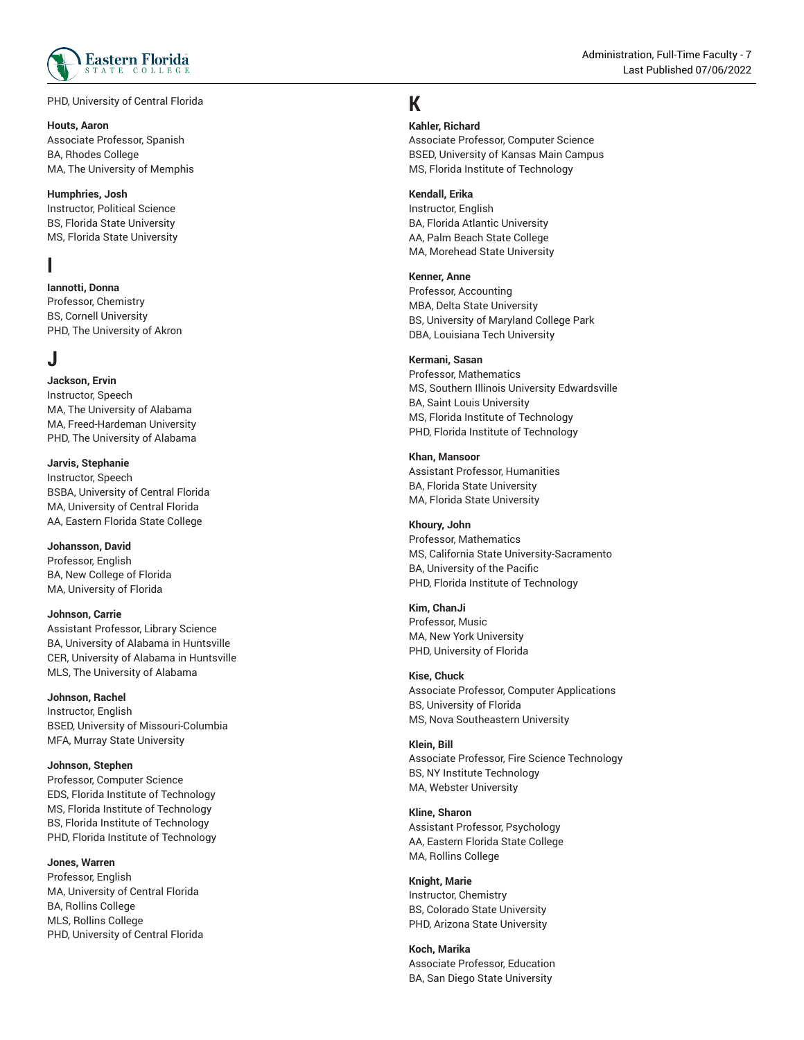PHD, University of Central Florida

**Houts, Aaron**
Associate Professor, Spanish
BA, Rhodes College
MA, The University of Memphis

**Humphries, Josh**
Instructor, Political Science
BS, Florida State University
MS, Florida State University

## I

**Iannotti, Donna**
Professor, Chemistry
BS, Cornell University
PHD, The University of Akron

## J

**Jackson, Ervin**
Instructor, Speech
MA, The University of Alabama
MA, Freed-Hardeman University
PHD, The University of Alabama

**Jarvis, Stephanie**
Instructor, Speech
BSBA, University of Central Florida
MA, University of Central Florida
AA, Eastern Florida State College

**Johansson, David**
Professor, English
BA, New College of Florida
MA, University of Florida

**Johnson, Carrie**
Assistant Professor, Library Science
BA, University of Alabama in Huntsville
CER, University of Alabama in Huntsville
MLS, The University of Alabama

**Johnson, Rachel**
Instructor, English
BSED, University of Missouri-Columbia
MFA, Murray State University

**Johnson, Stephen**
Professor, Computer Science
EDS, Florida Institute of Technology
MS, Florida Institute of Technology
BS, Florida Institute of Technology
PHD, Florida Institute of Technology

**Jones, Warren**
Professor, English
MA, University of Central Florida
BA, Rollins College
MLS, Rollins College
PHD, University of Central Florida

## K

**Kahler, Richard**
Associate Professor, Computer Science
BSED, University of Kansas Main Campus
MS, Florida Institute of Technology

**Kendall, Erika**
Instructor, English
BA, Florida Atlantic University
AA, Palm Beach State College
MA, Morehead State University

**Kenner, Anne**
Professor, Accounting
MBA, Delta State University
BS, University of Maryland College Park
DBA, Louisiana Tech University

**Kermani, Sasan**
Professor, Mathematics
MS, Southern Illinois University Edwardsville
BA, Saint Louis University
MS, Florida Institute of Technology
PHD, Florida Institute of Technology

**Khan, Mansoor**
Assistant Professor, Humanities
BA, Florida State University
MA, Florida State University

**Khoury, John**
Professor, Mathematics
MS, California State University-Sacramento
BA, University of the Pacific
PHD, Florida Institute of Technology

**Kim, ChanJi**
Professor, Music
MA, New York University
PHD, University of Florida

**Kise, Chuck**
Associate Professor, Computer Applications
BS, University of Florida
MS, Nova Southeastern University

**Klein, Bill**
Associate Professor, Fire Science Technology
BS, NY Institute Technology
MA, Webster University

**Kline, Sharon**
Assistant Professor, Psychology
AA, Eastern Florida State College
MA, Rollins College

**Knight, Marie**
Instructor, Chemistry
BS, Colorado State University
PHD, Arizona State University

**Koch, Marika**
Associate Professor, Education
BA, San Diego State University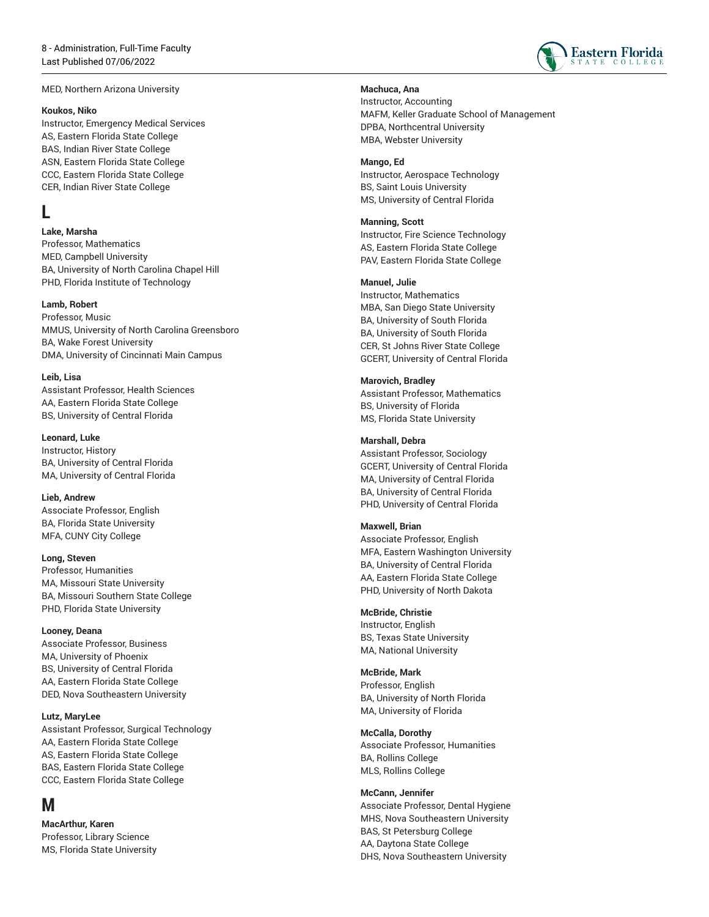MED, Northern Arizona University

**Koukos, Niko**
Instructor, Emergency Medical Services
AS, Eastern Florida State College
BAS, Indian River State College
ASN, Eastern Florida State College
CCC, Eastern Florida State College
CER, Indian River State College

# L

**Lake, Marsha**
Professor, Mathematics
MED, Campbell University
BA, University of North Carolina Chapel Hill
PHD, Florida Institute of Technology

**Lamb, Robert**
Professor, Music
MMUS, University of North Carolina Greensboro
BA, Wake Forest University
DMA, University of Cincinnati Main Campus

**Leib, Lisa**
Assistant Professor, Health Sciences
AA, Eastern Florida State College
BS, University of Central Florida

**Leonard, Luke**
Instructor, History
BA, University of Central Florida
MA, University of Central Florida

**Lieb, Andrew**
Associate Professor, English
BA, Florida State University
MFA, CUNY City College

**Long, Steven**
Professor, Humanities
MA, Missouri State University
BA, Missouri Southern State College
PHD, Florida State University

**Looney, Deana**
Associate Professor, Business
MA, University of Phoenix
BS, University of Central Florida
AA, Eastern Florida State College
DED, Nova Southeastern University

**Lutz, MaryLee**
Assistant Professor, Surgical Technology
AA, Eastern Florida State College
AS, Eastern Florida State College
BAS, Eastern Florida State College
CCC, Eastern Florida State College

# M

**MacArthur, Karen**
Professor, Library Science
MS, Florida State University

**Machuca, Ana**
Instructor, Accounting
MAFM, Keller Graduate School of Management
DPBA, Northcentral University
MBA, Webster University

**Mango, Ed**
Instructor, Aerospace Technology
BS, Saint Louis University
MS, University of Central Florida

**Manning, Scott**
Instructor, Fire Science Technology
AS, Eastern Florida State College
PAV, Eastern Florida State College

**Manuel, Julie**
Instructor, Mathematics
MBA, San Diego State University
BA, University of South Florida
BA, University of South Florida
CER, St Johns River State College
GCERT, University of Central Florida

**Marovich, Bradley**
Assistant Professor, Mathematics
BS, University of Florida
MS, Florida State University

**Marshall, Debra**
Assistant Professor, Sociology
GCERT, University of Central Florida
MA, University of Central Florida
BA, University of Central Florida
PHD, University of Central Florida

**Maxwell, Brian**
Associate Professor, English
MFA, Eastern Washington University
BA, University of Central Florida
AA, Eastern Florida State College
PHD, University of North Dakota

**McBride, Christie**
Instructor, English
BS, Texas State University
MA, National University

**McBride, Mark**
Professor, English
BA, University of North Florida
MA, University of Florida

**McCalla, Dorothy**
Associate Professor, Humanities
BA, Rollins College
MLS, Rollins College

**McCann, Jennifer**
Associate Professor, Dental Hygiene
MHS, Nova Southeastern University
BAS, St Petersburg College
AA, Daytona State College
DHS, Nova Southeastern University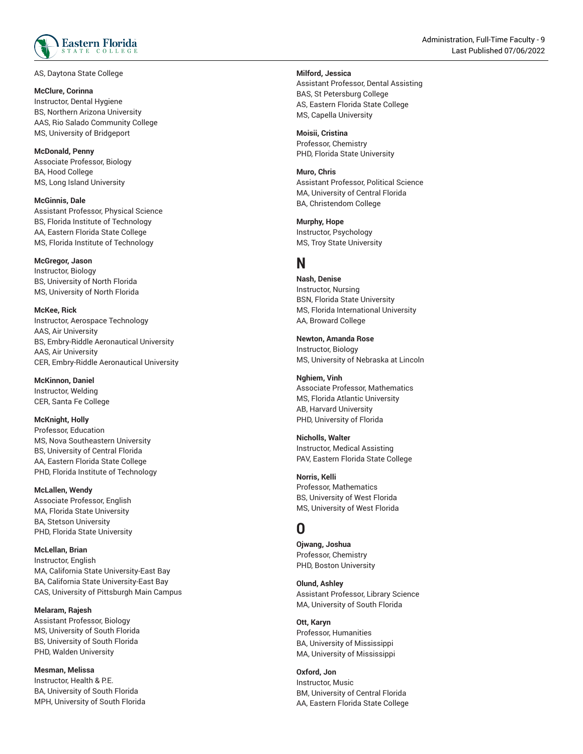AS, Daytona State College

**McClure, Corinna**
Instructor, Dental Hygiene
BS, Northern Arizona University
AAS, Rio Salado Community College
MS, University of Bridgeport

**McDonald, Penny**
Associate Professor, Biology
BA, Hood College
MS, Long Island University

**McGinnis, Dale**
Assistant Professor, Physical Science
BS, Florida Institute of Technology
AA, Eastern Florida State College
MS, Florida Institute of Technology

**McGregor, Jason**
Instructor, Biology
BS, University of North Florida
MS, University of North Florida

**McKee, Rick**
Instructor, Aerospace Technology
AAS, Air University
BS, Embry-Riddle Aeronautical University
AAS, Air University
CER, Embry-Riddle Aeronautical University

**McKinnon, Daniel**
Instructor, Welding
CER, Santa Fe College

**McKnight, Holly**
Professor, Education
MS, Nova Southeastern University
BS, University of Central Florida
AA, Eastern Florida State College
PHD, Florida Institute of Technology

**McLallen, Wendy**
Associate Professor, English
MA, Florida State University
BA, Stetson University
PHD, Florida State University

**McLellan, Brian**
Instructor, English
MA, California State University-East Bay
BA, California State University-East Bay
CAS, University of Pittsburgh Main Campus

**Melaram, Rajesh**
Assistant Professor, Biology
MS, University of South Florida
BS, University of South Florida
PHD, Walden University

**Mesman, Melissa**
Instructor, Health & P.E.
BA, University of South Florida
MPH, University of South Florida

**Milford, Jessica**
Assistant Professor, Dental Assisting
BAS, St Petersburg College
AS, Eastern Florida State College
MS, Capella University

**Moisii, Cristina**
Professor, Chemistry
PHD, Florida State University

**Muro, Chris**
Assistant Professor, Political Science
MA, University of Central Florida
BA, Christendom College

**Murphy, Hope**
Instructor, Psychology
MS, Troy State University

# N

**Nash, Denise**
Instructor, Nursing
BSN, Florida State University
MS, Florida International University
AA, Broward College

**Newton, Amanda Rose**
Instructor, Biology
MS, University of Nebraska at Lincoln

**Nghiem, Vinh**
Associate Professor, Mathematics
MS, Florida Atlantic University
AB, Harvard University
PHD, University of Florida

**Nicholls, Walter**
Instructor, Medical Assisting
PAV, Eastern Florida State College

**Norris, Kelli**
Professor, Mathematics
BS, University of West Florida
MS, University of West Florida

# O

**Ojwang, Joshua**
Professor, Chemistry
PHD, Boston University

**Olund, Ashley**
Assistant Professor, Library Science
MA, University of South Florida

**Ott, Karyn**
Professor, Humanities
BA, University of Mississippi
MA, University of Mississippi

**Oxford, Jon**
Instructor, Music
BM, University of Central Florida
AA, Eastern Florida State College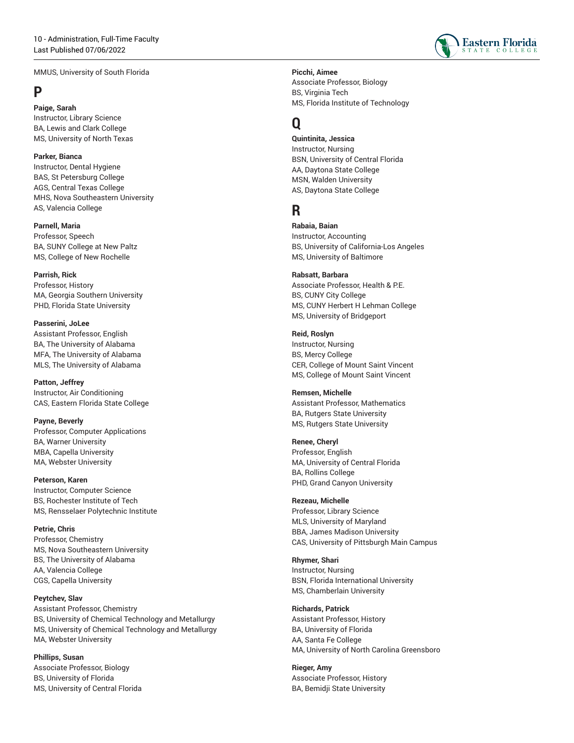MMUS, University of South Florida

# P

**Paige, Sarah**
Instructor, Library Science
BA, Lewis and Clark College
MS, University of North Texas

**Parker, Bianca**
Instructor, Dental Hygiene
BAS, St Petersburg College
AGS, Central Texas College
MHS, Nova Southeastern University
AS, Valencia College

**Parnell, Maria**
Professor, Speech
BA, SUNY College at New Paltz
MS, College of New Rochelle

**Parrish, Rick**
Professor, History
MA, Georgia Southern University
PHD, Florida State University

**Passerini, JoLee**
Assistant Professor, English
BA, The University of Alabama
MFA, The University of Alabama
MLS, The University of Alabama

**Patton, Jeffrey**
Instructor, Air Conditioning
CAS, Eastern Florida State College

**Payne, Beverly**
Professor, Computer Applications
BA, Warner University
MBA, Capella University
MA, Webster University

**Peterson, Karen**
Instructor, Computer Science
BS, Rochester Institute of Tech
MS, Rensselaer Polytechnic Institute

**Petrie, Chris**
Professor, Chemistry
MS, Nova Southeastern University
BS, The University of Alabama
AA, Valencia College
CGS, Capella University

**Peytchev, Slav**
Assistant Professor, Chemistry
BS, University of Chemical Technology and Metallurgy
MS, University of Chemical Technology and Metallurgy
MA, Webster University

**Phillips, Susan**
Associate Professor, Biology
BS, University of Florida
MS, University of Central Florida

**Picchi, Aimee**
Associate Professor, Biology
BS, Virginia Tech
MS, Florida Institute of Technology

# Q

**Quintinita, Jessica**
Instructor, Nursing
BSN, University of Central Florida
AA, Daytona State College
MSN, Walden University
AS, Daytona State College

# R

**Rabaia, Baian**
Instructor, Accounting
BS, University of California-Los Angeles
MS, University of Baltimore

**Rabsatt, Barbara**
Associate Professor, Health & P.E.
BS, CUNY City College
MS, CUNY Herbert H Lehman College
MS, University of Bridgeport

**Reid, Roslyn**
Instructor, Nursing
BS, Mercy College
CER, College of Mount Saint Vincent
MS, College of Mount Saint Vincent

**Remsen, Michelle**
Assistant Professor, Mathematics
BA, Rutgers State University
MS, Rutgers State University

**Renee, Cheryl**
Professor, English
MA, University of Central Florida
BA, Rollins College
PHD, Grand Canyon University

**Rezeau, Michelle**
Professor, Library Science
MLS, University of Maryland
BBA, James Madison University
CAS, University of Pittsburgh Main Campus

**Rhymer, Shari**
Instructor, Nursing
BSN, Florida International University
MS, Chamberlain University

**Richards, Patrick**
Assistant Professor, History
BA, University of Florida
AA, Santa Fe College
MA, University of North Carolina Greensboro

**Rieger, Amy**
Associate Professor, History
BA, Bemidji State University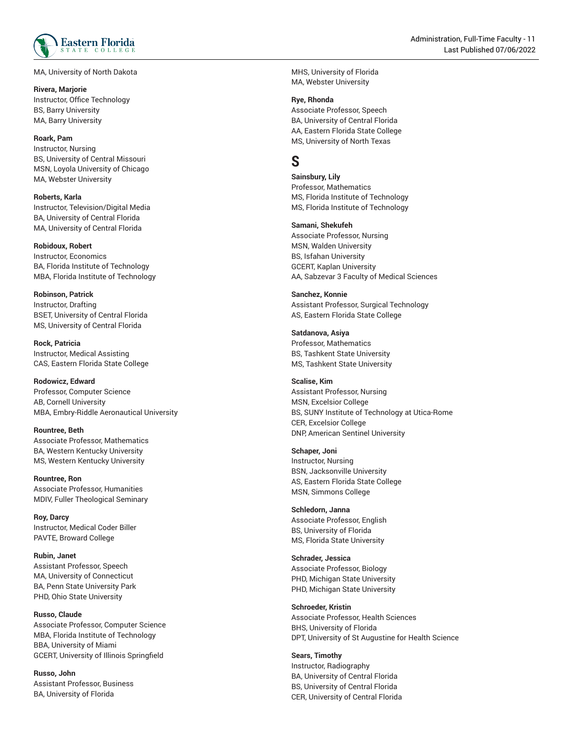MA, University of North Dakota

**Rivera, Marjorie**
Instructor, Office Technology
BS, Barry University
MA, Barry University

**Roark, Pam**
Instructor, Nursing
BS, University of Central Missouri
MSN, Loyola University of Chicago
MA, Webster University

**Roberts, Karla**
Instructor, Television/Digital Media
BA, University of Central Florida
MA, University of Central Florida

**Robidoux, Robert**
Instructor, Economics
BA, Florida Institute of Technology
MBA, Florida Institute of Technology

**Robinson, Patrick**
Instructor, Drafting
BSET, University of Central Florida
MS, University of Central Florida

**Rock, Patricia**
Instructor, Medical Assisting
CAS, Eastern Florida State College

**Rodowicz, Edward**
Professor, Computer Science
AB, Cornell University
MBA, Embry-Riddle Aeronautical University

**Rountree, Beth**
Associate Professor, Mathematics
BA, Western Kentucky University
MS, Western Kentucky University

**Rountree, Ron**
Associate Professor, Humanities
MDIV, Fuller Theological Seminary

**Roy, Darcy**
Instructor, Medical Coder Biller
PAVTE, Broward College

**Rubin, Janet**
Assistant Professor, Speech
MA, University of Connecticut
BA, Penn State University Park
PHD, Ohio State University

**Russo, Claude**
Associate Professor, Computer Science
MBA, Florida Institute of Technology
BBA, University of Miami
GCERT, University of Illinois Springfield

**Russo, John**
Assistant Professor, Business
BA, University of Florida
MHS, University of Florida
MA, Webster University

**Rye, Rhonda**
Associate Professor, Speech
BA, University of Central Florida
AA, Eastern Florida State College
MS, University of North Texas

# S

**Sainsbury, Lily**
Professor, Mathematics
MS, Florida Institute of Technology
MS, Florida Institute of Technology

**Samani, Shekufeh**
Associate Professor, Nursing
MSN, Walden University
BS, Isfahan University
GCERT, Kaplan University
AA, Sabzevar 3 Faculty of Medical Sciences

**Sanchez, Konnie**
Assistant Professor, Surgical Technology
AS, Eastern Florida State College

**Satdanova, Asiya**
Professor, Mathematics
BS, Tashkent State University
MS, Tashkent State University

**Scalise, Kim**
Assistant Professor, Nursing
MSN, Excelsior College
BS, SUNY Institute of Technology at Utica-Rome
CER, Excelsior College
DNP, American Sentinel University

**Schaper, Joni**
Instructor, Nursing
BSN, Jacksonville University
AS, Eastern Florida State College
MSN, Simmons College

**Schledorn, Janna**
Associate Professor, English
BS, University of Florida
MS, Florida State University

**Schrader, Jessica**
Associate Professor, Biology
PHD, Michigan State University
PHD, Michigan State University

**Schroeder, Kristin**
Associate Professor, Health Sciences
BHS, University of Florida
DPT, University of St Augustine for Health Science

**Sears, Timothy**
Instructor, Radiography
BA, University of Central Florida
BS, University of Central Florida
CER, University of Central Florida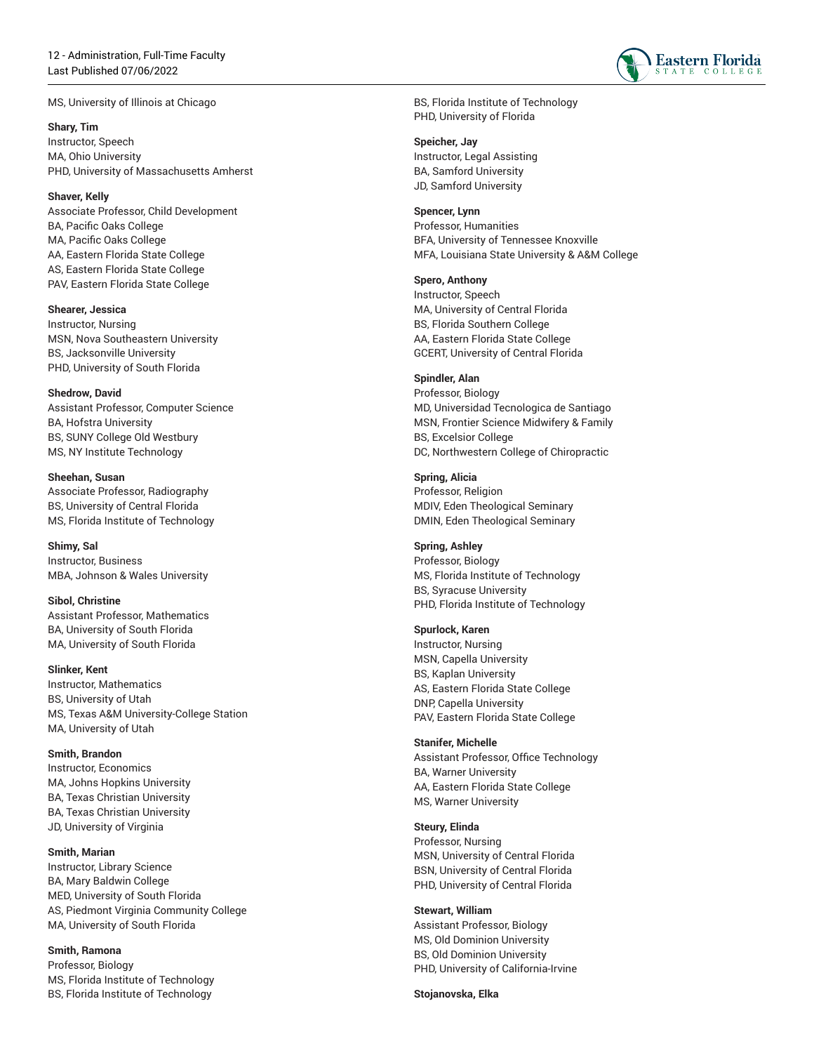MS, University of Illinois at Chicago

**Shary, Tim**
Instructor, Speech
MA, Ohio University
PHD, University of Massachusetts Amherst

**Shaver, Kelly**
Associate Professor, Child Development
BA, Pacific Oaks College
MA, Pacific Oaks College
AA, Eastern Florida State College
AS, Eastern Florida State College
PAV, Eastern Florida State College

**Shearer, Jessica**
Instructor, Nursing
MSN, Nova Southeastern University
BS, Jacksonville University
PHD, University of South Florida

**Shedrow, David**
Assistant Professor, Computer Science
BA, Hofstra University
BS, SUNY College Old Westbury
MS, NY Institute Technology

**Sheehan, Susan**
Associate Professor, Radiography
BS, University of Central Florida
MS, Florida Institute of Technology

**Shimy, Sal**
Instructor, Business
MBA, Johnson & Wales University

**Sibol, Christine**
Assistant Professor, Mathematics
BA, University of South Florida
MA, University of South Florida

**Slinker, Kent**
Instructor, Mathematics
BS, University of Utah
MS, Texas A&M University-College Station
MA, University of Utah

**Smith, Brandon**
Instructor, Economics
MA, Johns Hopkins University
BA, Texas Christian University
BA, Texas Christian University
JD, University of Virginia

**Smith, Marian**
Instructor, Library Science
BA, Mary Baldwin College
MED, University of South Florida
AS, Piedmont Virginia Community College
MA, University of South Florida

**Smith, Ramona**
Professor, Biology
MS, Florida Institute of Technology
BS, Florida Institute of Technology
BS, Florida Institute of Technology
PHD, University of Florida

**Speicher, Jay**
Instructor, Legal Assisting
BA, Samford University
JD, Samford University

**Spencer, Lynn**
Professor, Humanities
BFA, University of Tennessee Knoxville
MFA, Louisiana State University & A&M College

**Spero, Anthony**
Instructor, Speech
MA, University of Central Florida
BS, Florida Southern College
AA, Eastern Florida State College
GCERT, University of Central Florida

**Spindler, Alan**
Professor, Biology
MD, Universidad Tecnologica de Santiago
MSN, Frontier Science Midwifery & Family
BS, Excelsior College
DC, Northwestern College of Chiropractic

**Spring, Alicia**
Professor, Religion
MDIV, Eden Theological Seminary
DMIN, Eden Theological Seminary

**Spring, Ashley**
Professor, Biology
MS, Florida Institute of Technology
BS, Syracuse University
PHD, Florida Institute of Technology

**Spurlock, Karen**
Instructor, Nursing
MSN, Capella University
BS, Kaplan University
AS, Eastern Florida State College
DNP, Capella University
PAV, Eastern Florida State College

**Stanifer, Michelle**
Assistant Professor, Office Technology
BA, Warner University
AA, Eastern Florida State College
MS, Warner University

**Steury, Elinda**
Professor, Nursing
MSN, University of Central Florida
BSN, University of Central Florida
PHD, University of Central Florida

**Stewart, William**
Assistant Professor, Biology
MS, Old Dominion University
BS, Old Dominion University
PHD, University of California-Irvine

**Stojanovska, Elka**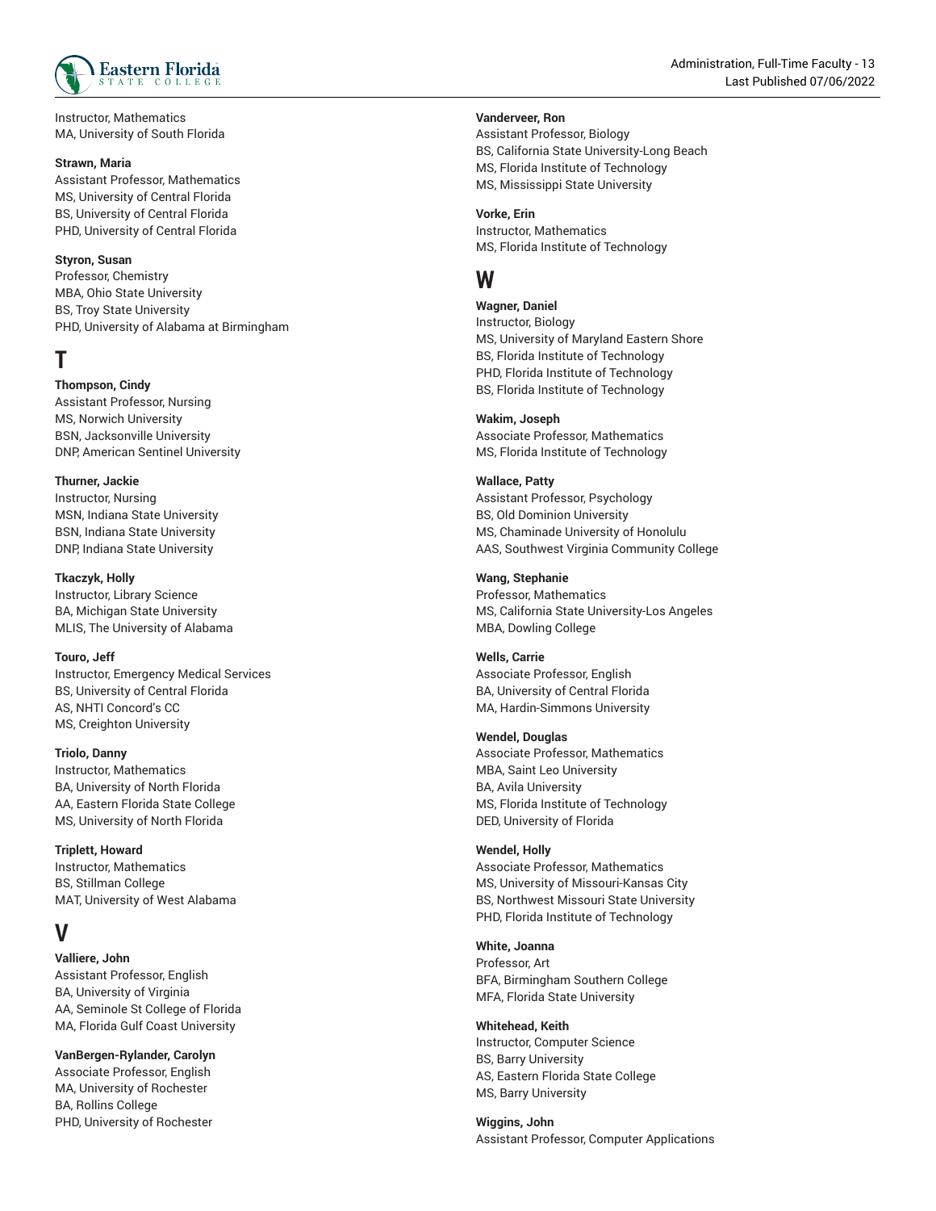Instructor, Mathematics
MA, University of South Florida

**Strawn, Maria**
Assistant Professor, Mathematics
MS, University of Central Florida
BS, University of Central Florida
PHD, University of Central Florida

**Styron, Susan**
Professor, Chemistry
MBA, Ohio State University
BS, Troy State University
PHD, University of Alabama at Birmingham

# T

**Thompson, Cindy**
Assistant Professor, Nursing
MS, Norwich University
BSN, Jacksonville University
DNP, American Sentinel University

**Thurner, Jackie**
Instructor, Nursing
MSN, Indiana State University
BSN, Indiana State University
DNP, Indiana State University

**Tkaczyk, Holly**
Instructor, Library Science
BA, Michigan State University
MLIS, The University of Alabama

**Touro, Jeff**
Instructor, Emergency Medical Services
BS, University of Central Florida
AS, NHTI Concord's CC
MS, Creighton University

**Triolo, Danny**
Instructor, Mathematics
BA, University of North Florida
AA, Eastern Florida State College
MS, University of North Florida

**Triplett, Howard**
Instructor, Mathematics
BS, Stillman College
MAT, University of West Alabama

# V

**Valliere, John**
Assistant Professor, English
BA, University of Virginia
AA, Seminole St College of Florida
MA, Florida Gulf Coast University

**VanBergen-Rylander, Carolyn**
Associate Professor, English
MA, University of Rochester
BA, Rollins College
PHD, University of Rochester

**Vanderveer, Ron**
Assistant Professor, Biology
BS, California State University-Long Beach
MS, Florida Institute of Technology
MS, Mississippi State University

**Vorke, Erin**
Instructor, Mathematics
MS, Florida Institute of Technology

# W

**Wagner, Daniel**
Instructor, Biology
MS, University of Maryland Eastern Shore
BS, Florida Institute of Technology
PHD, Florida Institute of Technology
BS, Florida Institute of Technology

**Wakim, Joseph**
Associate Professor, Mathematics
MS, Florida Institute of Technology

**Wallace, Patty**
Assistant Professor, Psychology
BS, Old Dominion University
MS, Chaminade University of Honolulu
AAS, Southwest Virginia Community College

**Wang, Stephanie**
Professor, Mathematics
MS, California State University-Los Angeles
MBA, Dowling College

**Wells, Carrie**
Associate Professor, English
BA, University of Central Florida
MA, Hardin-Simmons University

**Wendel, Douglas**
Associate Professor, Mathematics
MBA, Saint Leo University
BA, Avila University
MS, Florida Institute of Technology
DED, University of Florida

**Wendel, Holly**
Associate Professor, Mathematics
MS, University of Missouri-Kansas City
BS, Northwest Missouri State University
PHD, Florida Institute of Technology

**White, Joanna**
Professor, Art
BFA, Birmingham Southern College
MFA, Florida State University

**Whitehead, Keith**
Instructor, Computer Science
BS, Barry University
AS, Eastern Florida State College
MS, Barry University

**Wiggins, John**
Assistant Professor, Computer Applications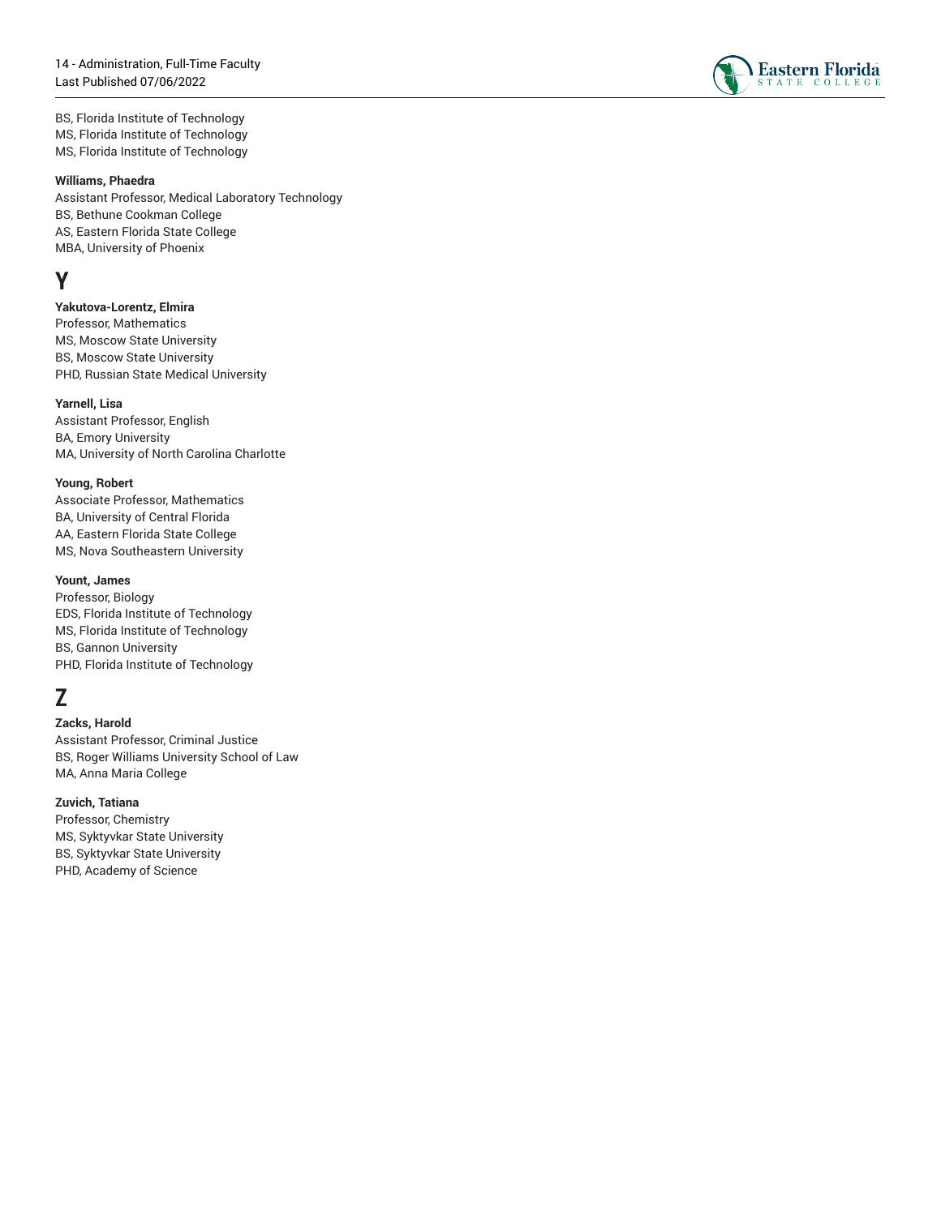BS, Florida Institute of Technology
MS, Florida Institute of Technology
MS, Florida Institute of Technology

**Williams, Phaedra**
Assistant Professor, Medical Laboratory Technology
BS, Bethune Cookman College
AS, Eastern Florida State College
MBA, University of Phoenix

# Y

**Yakutova-Lorentz, Elmira**
Professor, Mathematics
MS, Moscow State University
BS, Moscow State University
PHD, Russian State Medical University

**Yarnell, Lisa**
Assistant Professor, English
BA, Emory University
MA, University of North Carolina Charlotte

**Young, Robert**
Associate Professor, Mathematics
BA, University of Central Florida
AA, Eastern Florida State College
MS, Nova Southeastern University

**Yount, James**
Professor, Biology
EDS, Florida Institute of Technology
MS, Florida Institute of Technology
BS, Gannon University
PHD, Florida Institute of Technology

# Z

**Zacks, Harold**
Assistant Professor, Criminal Justice
BS, Roger Williams University School of Law
MA, Anna Maria College

**Zuvich, Tatiana**
Professor, Chemistry
MS, Syktyvkar State University
BS, Syktyvkar State University
PHD, Academy of Science